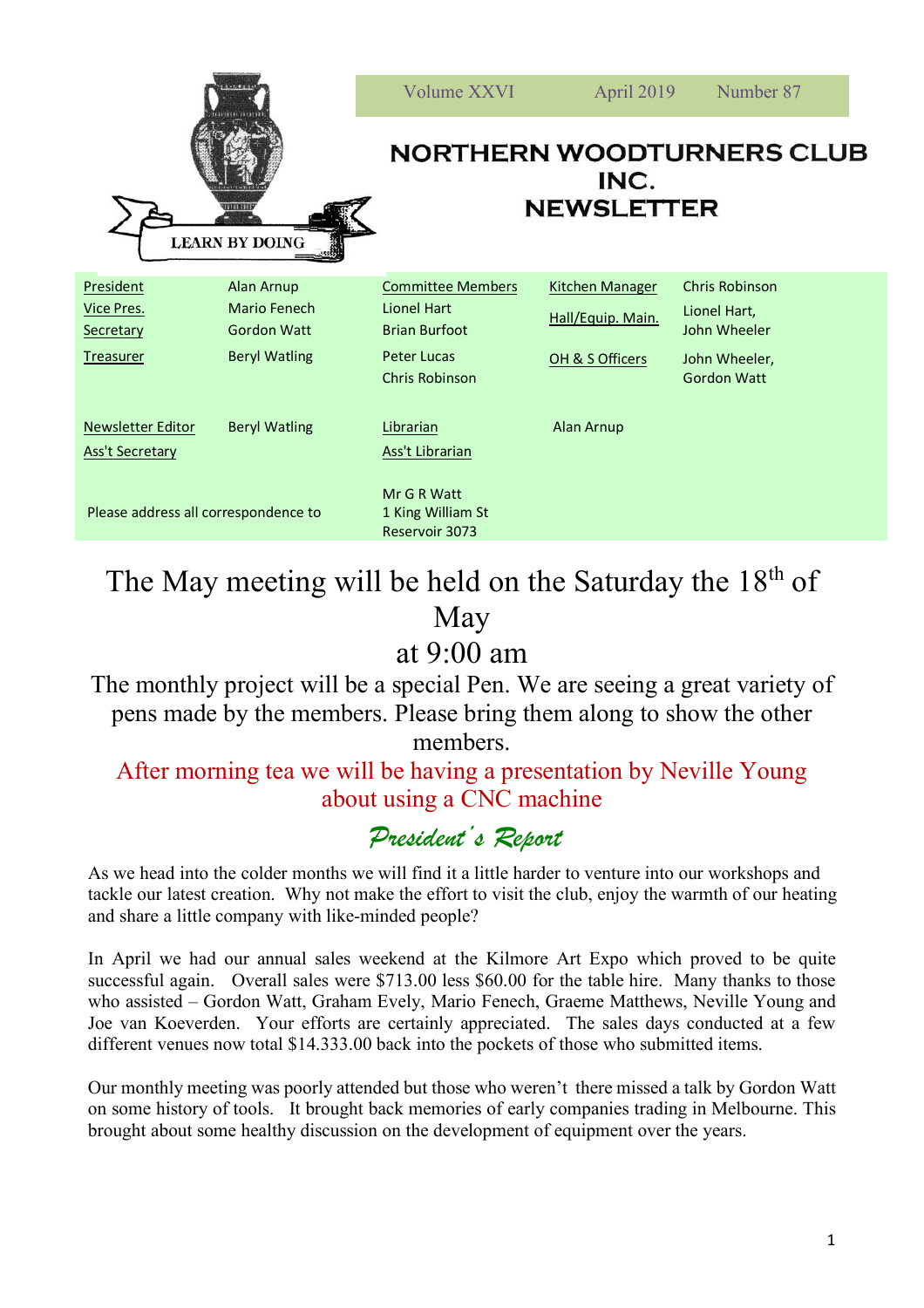LEARN BY DOING

Volume XXVI April 2019 Number 87

# NORTHERN WOODTURNERS CLUB INC. NEWSLETTER

| | | | | | |
|---|---|---|---|---|---|
| President | Alan Arnup | Committee Members | | Kitchen Manager | Chris Robinson |
| Vice Pres. | Mario Fenech | Lionel Hart | | Hall/Equip. Main. | Lionel Hart, John Wheeler |
| Secretary | Gordon Watt | Brian Burfoot | | | |
| Treasurer | Beryl Watling | Peter Lucas | | OH & S Officers | John Wheeler, Gordon Watt |
| | | Chris Robinson | | | |
| Newsletter Editor | Beryl Watling | Librarian | | Alan Arnup | |
| Ass't Secretary | | Ass't Librarian | | | |

Please address all correspondence to Mr G R Watt, 1 King William St, Reservoir 3073

## The May meeting will be held on the Saturday the 18th of May at 9:00 am

The monthly project will be a special Pen. We are seeing a great variety of pens made by the members. Please bring them along to show the other members.

After morning tea we will be having a presentation by Neville Young about using a CNC machine

## *President's Report*

As we head into the colder months we will find it a little harder to venture into our workshops and tackle our latest creation. Why not make the effort to visit the club, enjoy the warmth of our heating and share a little company with like-minded people?

In April we had our annual sales weekend at the Kilmore Art Expo which proved to be quite successful again. Overall sales were $713.00 less $60.00 for the table hire. Many thanks to those who assisted – Gordon Watt, Graham Evely, Mario Fenech, Graeme Matthews, Neville Young and Joe van Koeverden. Your efforts are certainly appreciated. The sales days conducted at a few different venues now total $14.333.00 back into the pockets of those who submitted items.

Our monthly meeting was poorly attended but those who weren't there missed a talk by Gordon Watt on some history of tools. It brought back memories of early companies trading in Melbourne. This brought about some healthy discussion on the development of equipment over the years.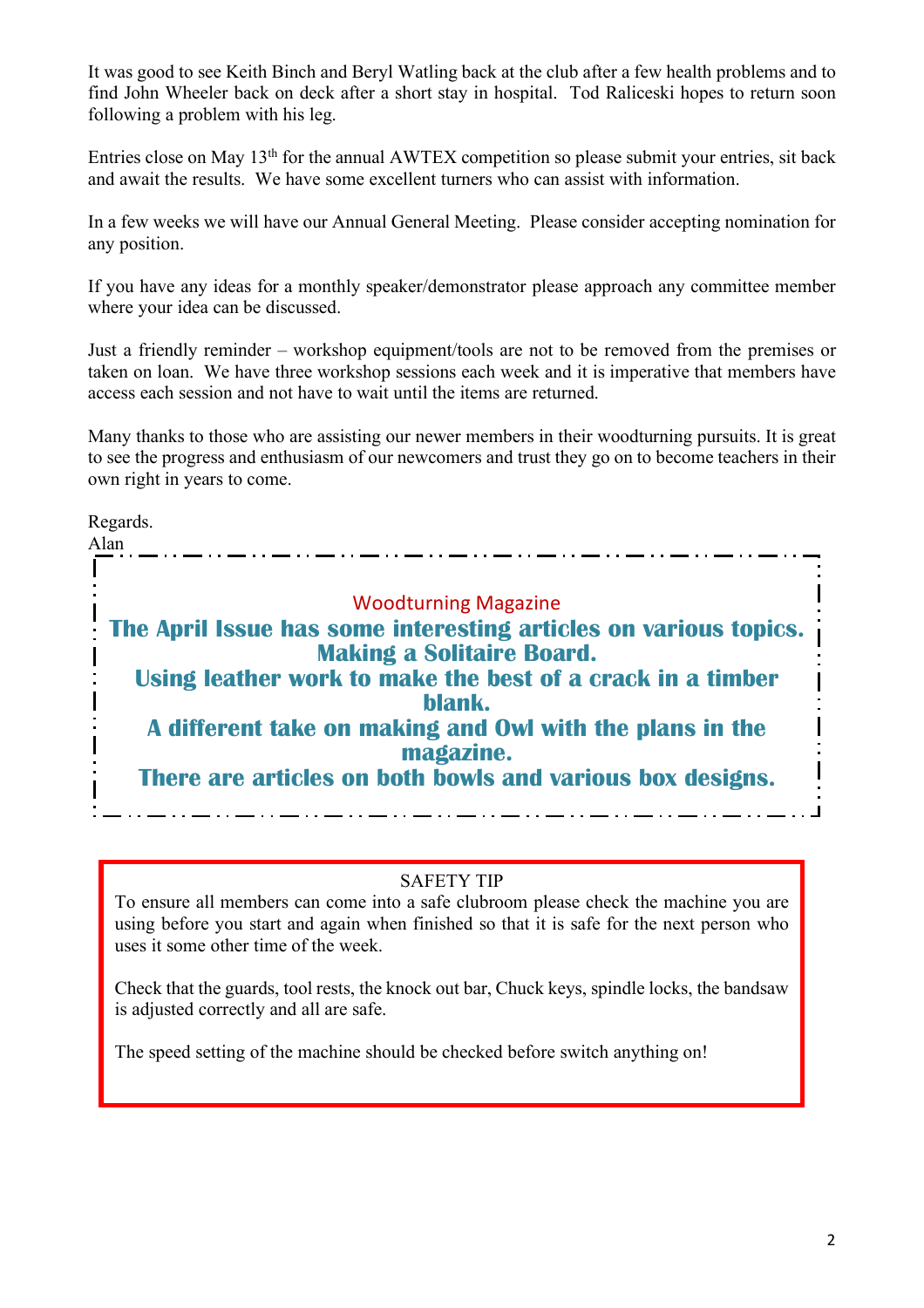It was good to see Keith Binch and Beryl Watling back at the club after a few health problems and to find John Wheeler back on deck after a short stay in hospital. Tod Raliceski hopes to return soon following a problem with his leg.

Entries close on May 13th for the annual AWTEX competition so please submit your entries, sit back and await the results. We have some excellent turners who can assist with information.

In a few weeks we will have our Annual General Meeting. Please consider accepting nomination for any position.

If you have any ideas for a monthly speaker/demonstrator please approach any committee member where your idea can be discussed.

Just a friendly reminder – workshop equipment/tools are not to be removed from the premises or taken on loan. We have three workshop sessions each week and it is imperative that members have access each session and not have to wait until the items are returned.

Many thanks to those who are assisting our newer members in their woodturning pursuits. It is great to see the progress and enthusiasm of our newcomers and trust they go on to become teachers in their own right in years to come.

Regards.
Alan

---

Woodturning Magazine

**The April Issue has some interesting articles on various topics.**
**Making a Solitaire Board.**
**Using leather work to make the best of a crack in a timber blank.**
**A different take on making and Owl with the plans in the magazine.**
**There are articles on both bowls and various box designs.**

---

SAFETY TIP

To ensure all members can come into a safe clubroom please check the machine you are using before you start and again when finished so that it is safe for the next person who uses it some other time of the week.

Check that the guards, tool rests, the knock out bar, Chuck keys, spindle locks, the bandsaw is adjusted correctly and all are safe.

The speed setting of the machine should be checked before switch anything on!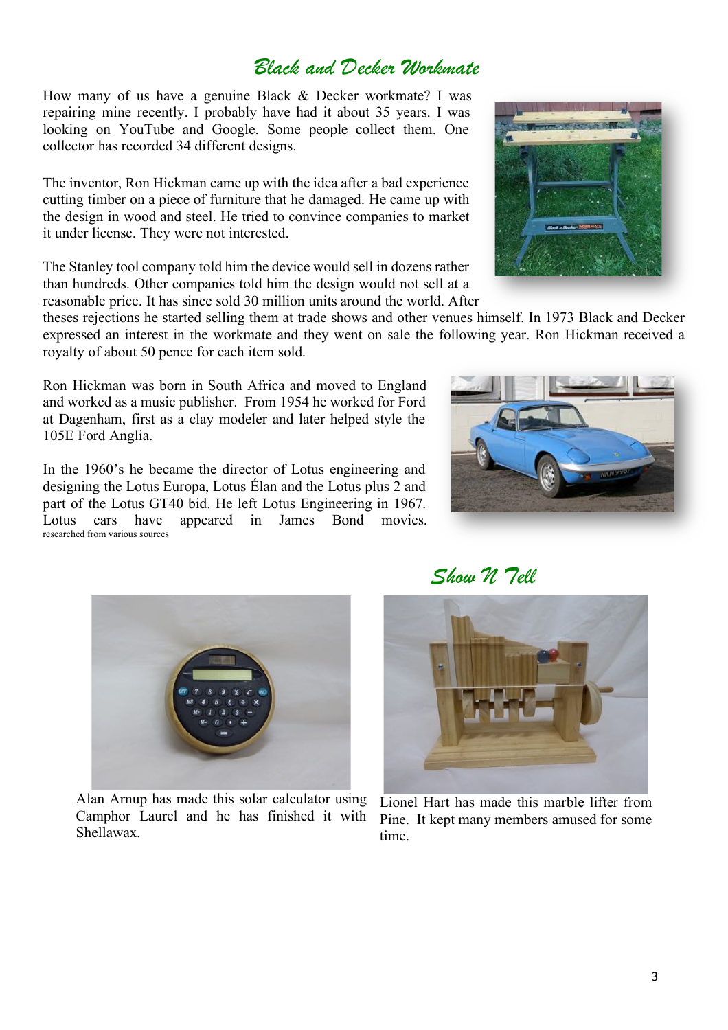## *Black and Decker Workmate*

How many of us have a genuine Black & Decker workmate? I was repairing mine recently. I probably have had it about 35 years. I was looking on YouTube and Google. Some people collect them. One collector has recorded 34 different designs.

The inventor, Ron Hickman came up with the idea after a bad experience cutting timber on a piece of furniture that he damaged. He came up with the design in wood and steel. He tried to convince companies to market it under license. They were not interested.

The Stanley tool company told him the device would sell in dozens rather than hundreds. Other companies told him the design would not sell at a reasonable price. It has since sold 30 million units around the world. After theses rejections he started selling them at trade shows and other venues himself. In 1973 Black and Decker expressed an interest in the workmate and they went on sale the following year. Ron Hickman received a royalty of about 50 pence for each item sold.

Ron Hickman was born in South Africa and moved to England and worked as a music publisher. From 1954 he worked for Ford at Dagenham, first as a clay modeler and later helped style the 105E Ford Anglia.

In the 1960's he became the director of Lotus engineering and designing the Lotus Europa, Lotus Élan and the Lotus plus 2 and part of the Lotus GT40 bid. He left Lotus Engineering in 1967. Lotus cars have appeared in James Bond movies.

researched from various sources

## *Show N Tell*

Alan Arnup has made this solar calculator using Camphor Laurel and he has finished it with Shellawax.

Lionel Hart has made this marble lifter from Pine. It kept many members amused for some time.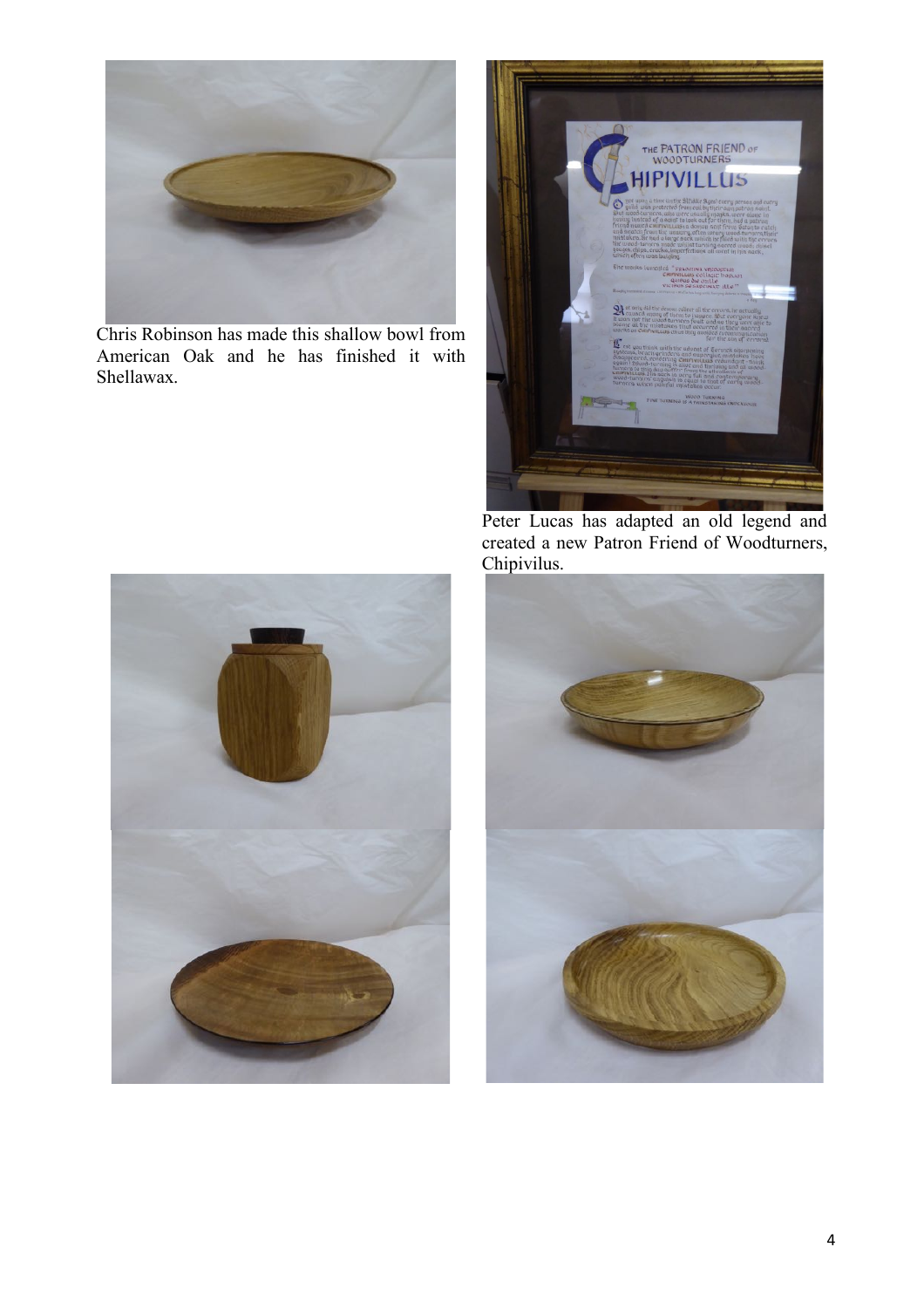Chris Robinson has made this shallow bowl from American Oak and he has finished it with Shellawax.

Peter Lucas has adapted an old legend and created a new Patron Friend of Woodturners, Chipivilus.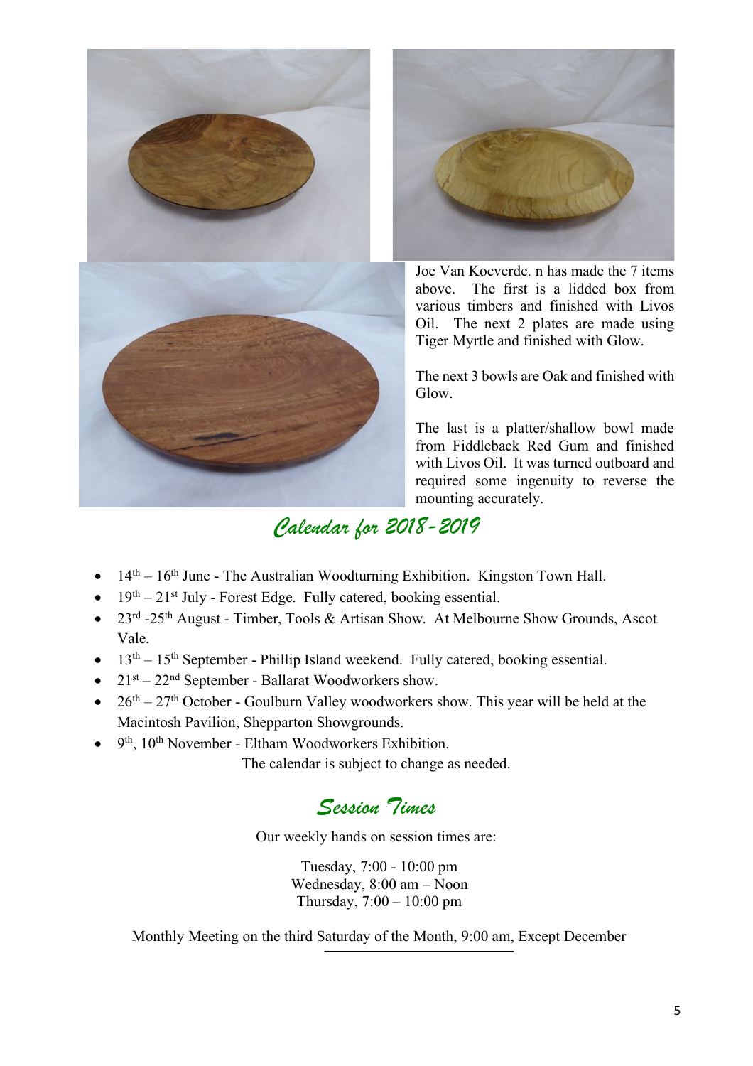Joe Van Koeverde. n has made the 7 items above. The first is a lidded box from various timbers and finished with Livos Oil. The next 2 plates are made using Tiger Myrtle and finished with Glow.

The next 3 bowls are Oak and finished with Glow.

The last is a platter/shallow bowl made from Fiddleback Red Gum and finished with Livos Oil. It was turned outboard and required some ingenuity to reverse the mounting accurately.

## Calendar for 2018-2019

- 14th – 16th June - The Australian Woodturning Exhibition. Kingston Town Hall.
- 19th – 21st July - Forest Edge. Fully catered, booking essential.
- 23rd -25th August - Timber, Tools & Artisan Show. At Melbourne Show Grounds, Ascot Vale.
- 13th – 15th September - Phillip Island weekend. Fully catered, booking essential.
- 21st – 22nd September - Ballarat Woodworkers show.
- 26th – 27th October - Goulburn Valley woodworkers show. This year will be held at the Macintosh Pavilion, Shepparton Showgrounds.
- 9th, 10th November - Eltham Woodworkers Exhibition.

The calendar is subject to change as needed.

## Session Times

Our weekly hands on session times are:

Tuesday, 7:00 - 10:00 pm
Wednesday, 8:00 am – Noon
Thursday, 7:00 – 10:00 pm

Monthly Meeting on the third Saturday of the Month, 9:00 am, Except December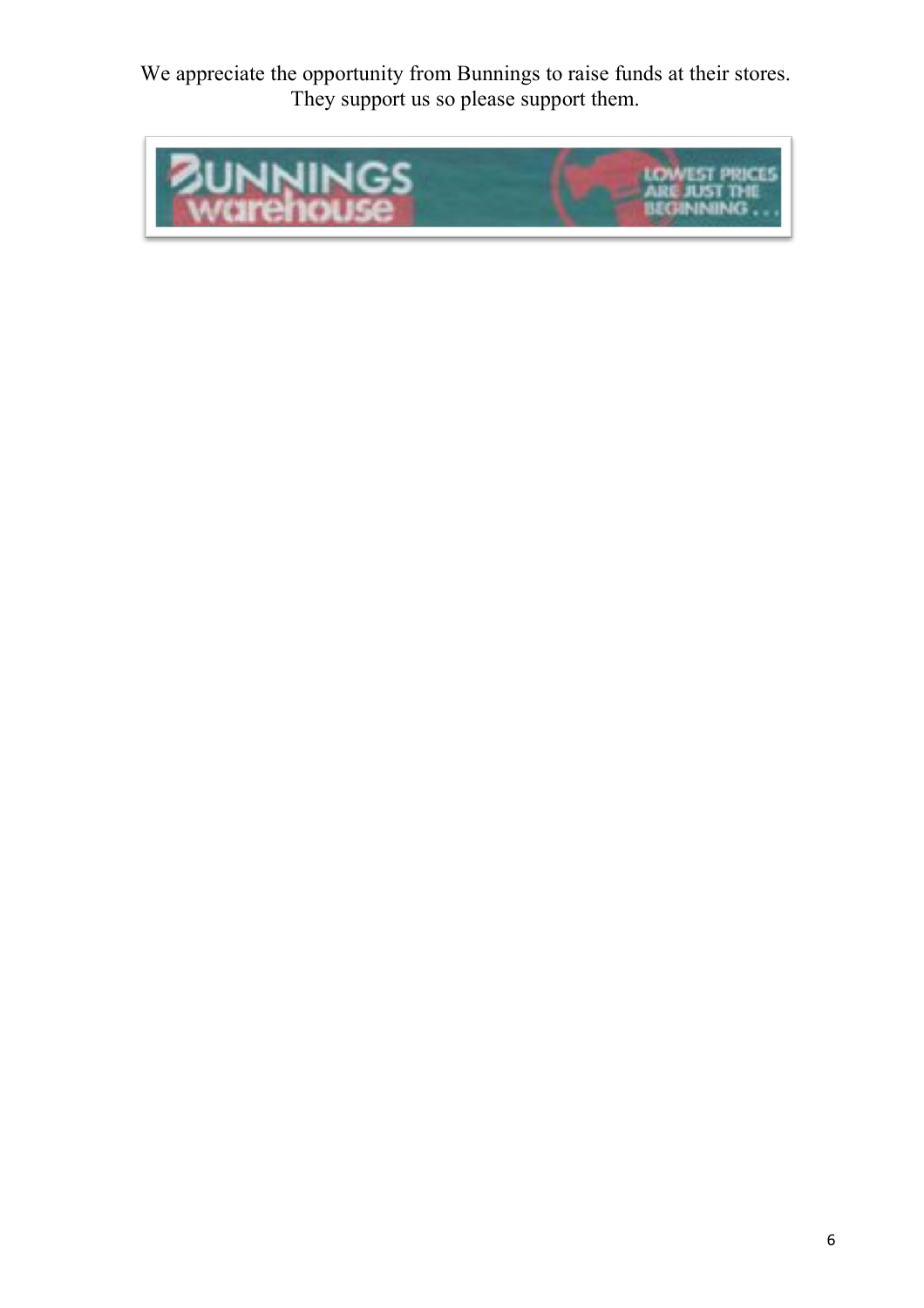We appreciate the opportunity from Bunnings to raise funds at their stores.
They support us so please support them.